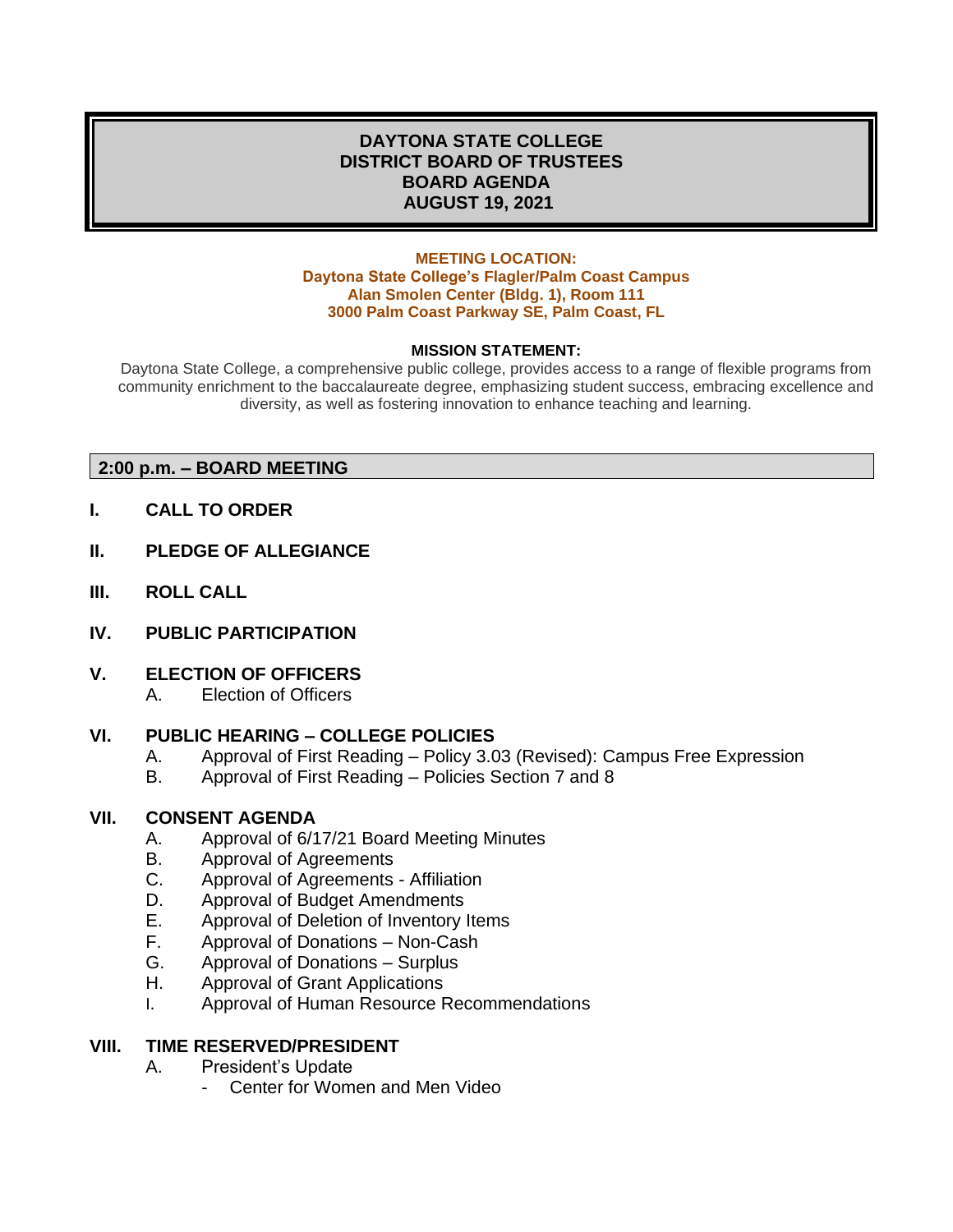# DAYTONA STATE COLLEGE
# DISTRICT BOARD OF TRUSTEES
# BOARD AGENDA
# AUGUST 19, 2021

**MEETING LOCATION:**
**Daytona State College's Flagler/Palm Coast Campus**
**Alan Smolen Center (Bldg. 1), Room 111**
**3000 Palm Coast Parkway SE, Palm Coast, FL**

**MISSION STATEMENT:**

Daytona State College, a comprehensive public college, provides access to a range of flexible programs from community enrichment to the baccalaureate degree, emphasizing student success, embracing excellence and diversity, as well as fostering innovation to enhance teaching and learning.

## 2:00 p.m. – BOARD MEETING

**I. CALL TO ORDER**

**II. PLEDGE OF ALLEGIANCE**

**III. ROLL CALL**

**IV. PUBLIC PARTICIPATION**

**V. ELECTION OF OFFICERS**

A. Election of Officers

**VI. PUBLIC HEARING – COLLEGE POLICIES**

A. Approval of First Reading – Policy 3.03 (Revised): Campus Free Expression
B. Approval of First Reading – Policies Section 7 and 8

**VII. CONSENT AGENDA**

A. Approval of 6/17/21 Board Meeting Minutes
B. Approval of Agreements
C. Approval of Agreements - Affiliation
D. Approval of Budget Amendments
E. Approval of Deletion of Inventory Items
F. Approval of Donations – Non-Cash
G. Approval of Donations – Surplus
H. Approval of Grant Applications
I. Approval of Human Resource Recommendations

**VIII. TIME RESERVED/PRESIDENT**

A. President's Update
- Center for Women and Men Video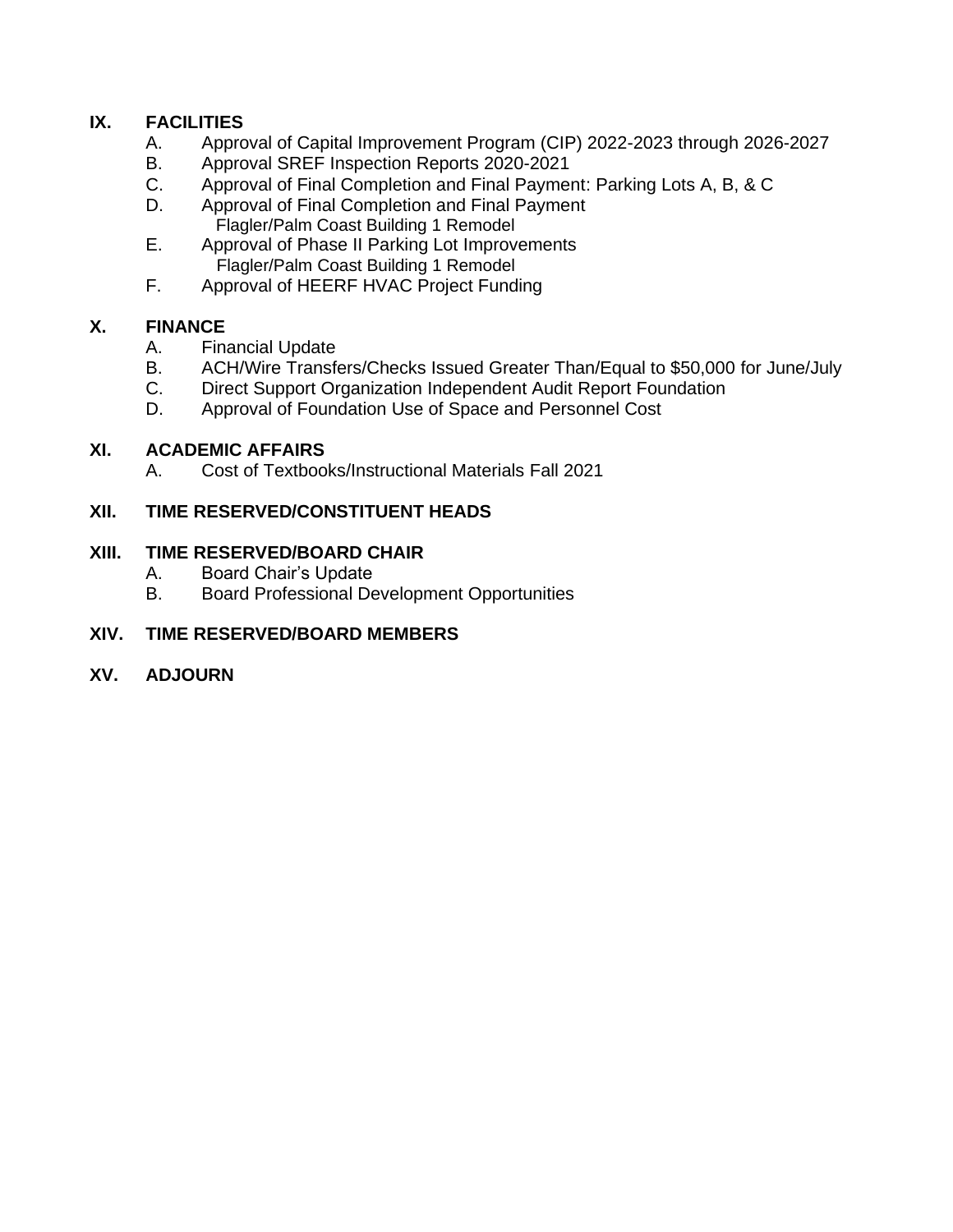**IX. FACILITIES**

A. Approval of Capital Improvement Program (CIP) 2022-2023 through 2026-2027
B. Approval SREF Inspection Reports 2020-2021
C. Approval of Final Completion and Final Payment: Parking Lots A, B, & C
D. Approval of Final Completion and Final Payment
   Flagler/Palm Coast Building 1 Remodel
E. Approval of Phase II Parking Lot Improvements
   Flagler/Palm Coast Building 1 Remodel
F. Approval of HEERF HVAC Project Funding

**X. FINANCE**

A. Financial Update
B. ACH/Wire Transfers/Checks Issued Greater Than/Equal to $50,000 for June/July
C. Direct Support Organization Independent Audit Report Foundation
D. Approval of Foundation Use of Space and Personnel Cost

**XI. ACADEMIC AFFAIRS**

A. Cost of Textbooks/Instructional Materials Fall 2021

**XII. TIME RESERVED/CONSTITUENT HEADS**

**XIII. TIME RESERVED/BOARD CHAIR**

A. Board Chair's Update
B. Board Professional Development Opportunities

**XIV. TIME RESERVED/BOARD MEMBERS**

**XV. ADJOURN**